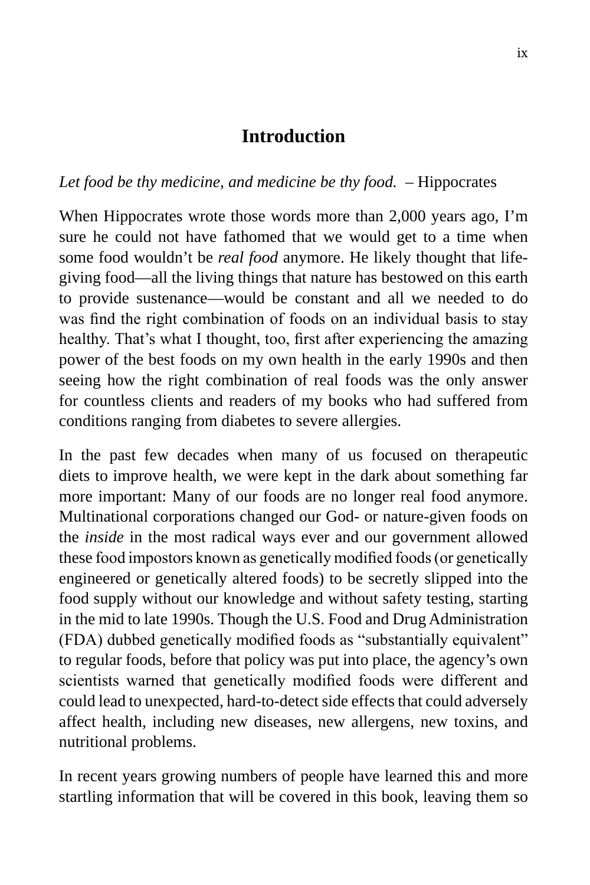# Introduction

*Let food be thy medicine, and medicine be thy food.* – Hippocrates

When Hippocrates wrote those words more than 2,000 years ago, I'm sure he could not have fathomed that we would get to a time when some food wouldn't be *real food* anymore. He likely thought that life-giving food—all the living things that nature has bestowed on this earth to provide sustenance—would be constant and all we needed to do was find the right combination of foods on an individual basis to stay healthy. That's what I thought, too, first after experiencing the amazing power of the best foods on my own health in the early 1990s and then seeing how the right combination of real foods was the only answer for countless clients and readers of my books who had suffered from conditions ranging from diabetes to severe allergies.

In the past few decades when many of us focused on therapeutic diets to improve health, we were kept in the dark about something far more important: Many of our foods are no longer real food anymore. Multinational corporations changed our God- or nature-given foods on the *inside* in the most radical ways ever and our government allowed these food impostors known as genetically modified foods (or genetically engineered or genetically altered foods) to be secretly slipped into the food supply without our knowledge and without safety testing, starting in the mid to late 1990s. Though the U.S. Food and Drug Administration (FDA) dubbed genetically modified foods as "substantially equivalent" to regular foods, before that policy was put into place, the agency's own scientists warned that genetically modified foods were different and could lead to unexpected, hard-to-detect side effects that could adversely affect health, including new diseases, new allergens, new toxins, and nutritional problems.

In recent years growing numbers of people have learned this and more startling information that will be covered in this book, leaving them so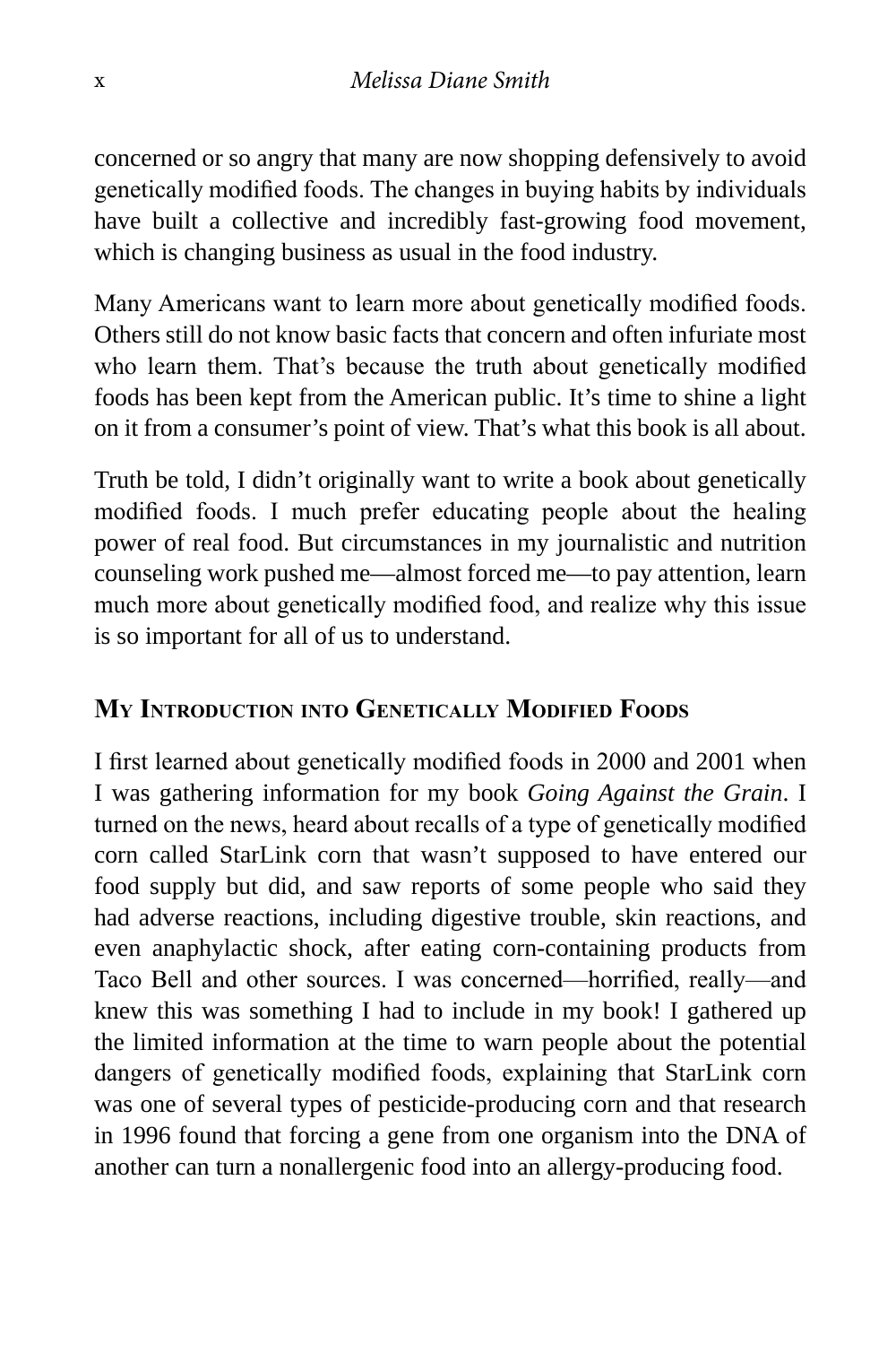concerned or so angry that many are now shopping defensively to avoid genetically modified foods. The changes in buying habits by individuals have built a collective and incredibly fast-growing food movement, which is changing business as usual in the food industry.

Many Americans want to learn more about genetically modified foods. Others still do not know basic facts that concern and often infuriate most who learn them. That's because the truth about genetically modified foods has been kept from the American public. It's time to shine a light on it from a consumer's point of view. That's what this book is all about.

Truth be told, I didn't originally want to write a book about genetically modified foods. I much prefer educating people about the healing power of real food. But circumstances in my journalistic and nutrition counseling work pushed me—almost forced me—to pay attention, learn much more about genetically modified food, and realize why this issue is so important for all of us to understand.

## My Introduction into Genetically Modified Foods

I first learned about genetically modified foods in 2000 and 2001 when I was gathering information for my book *Going Against the Grain*. I turned on the news, heard about recalls of a type of genetically modified corn called StarLink corn that wasn't supposed to have entered our food supply but did, and saw reports of some people who said they had adverse reactions, including digestive trouble, skin reactions, and even anaphylactic shock, after eating corn-containing products from Taco Bell and other sources. I was concerned—horrified, really—and knew this was something I had to include in my book! I gathered up the limited information at the time to warn people about the potential dangers of genetically modified foods, explaining that StarLink corn was one of several types of pesticide-producing corn and that research in 1996 found that forcing a gene from one organism into the DNA of another can turn a nonallergenic food into an allergy-producing food.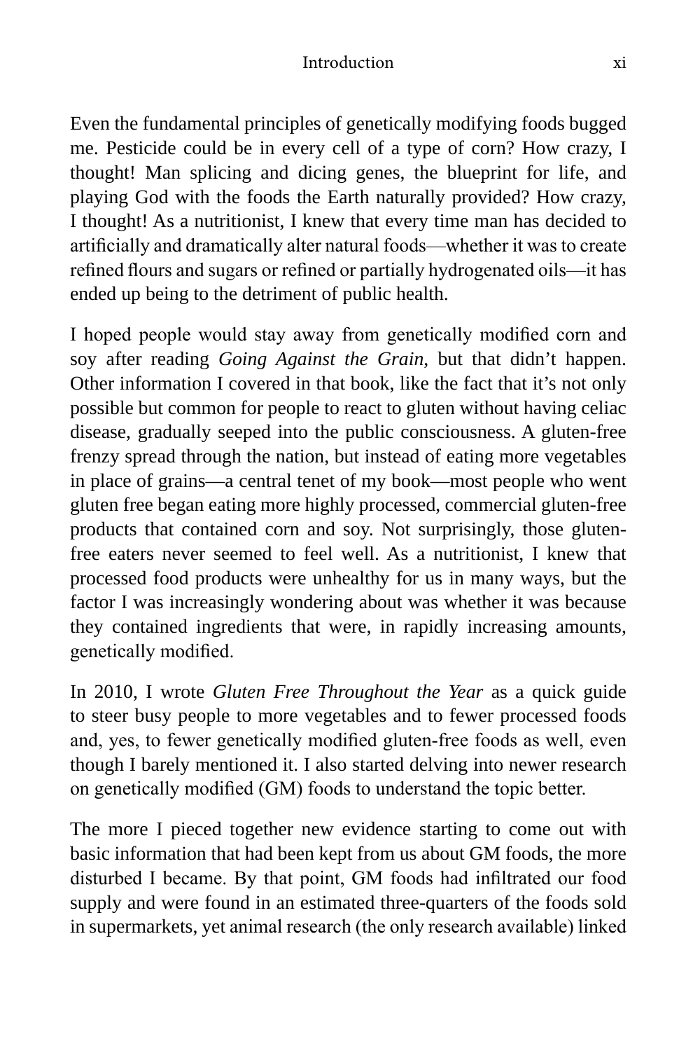Even the fundamental principles of genetically modifying foods bugged me. Pesticide could be in every cell of a type of corn? How crazy, I thought! Man splicing and dicing genes, the blueprint for life, and playing God with the foods the Earth naturally provided? How crazy, I thought! As a nutritionist, I knew that every time man has decided to artificially and dramatically alter natural foods—whether it was to create refined flours and sugars or refined or partially hydrogenated oils—it has ended up being to the detriment of public health.

I hoped people would stay away from genetically modified corn and soy after reading *Going Against the Grain*, but that didn't happen. Other information I covered in that book, like the fact that it's not only possible but common for people to react to gluten without having celiac disease, gradually seeped into the public consciousness. A gluten-free frenzy spread through the nation, but instead of eating more vegetables in place of grains—a central tenet of my book—most people who went gluten free began eating more highly processed, commercial gluten-free products that contained corn and soy. Not surprisingly, those gluten-free eaters never seemed to feel well. As a nutritionist, I knew that processed food products were unhealthy for us in many ways, but the factor I was increasingly wondering about was whether it was because they contained ingredients that were, in rapidly increasing amounts, genetically modified.

In 2010, I wrote *Gluten Free Throughout the Year* as a quick guide to steer busy people to more vegetables and to fewer processed foods and, yes, to fewer genetically modified gluten-free foods as well, even though I barely mentioned it. I also started delving into newer research on genetically modified (GM) foods to understand the topic better.

The more I pieced together new evidence starting to come out with basic information that had been kept from us about GM foods, the more disturbed I became. By that point, GM foods had infiltrated our food supply and were found in an estimated three-quarters of the foods sold in supermarkets, yet animal research (the only research available) linked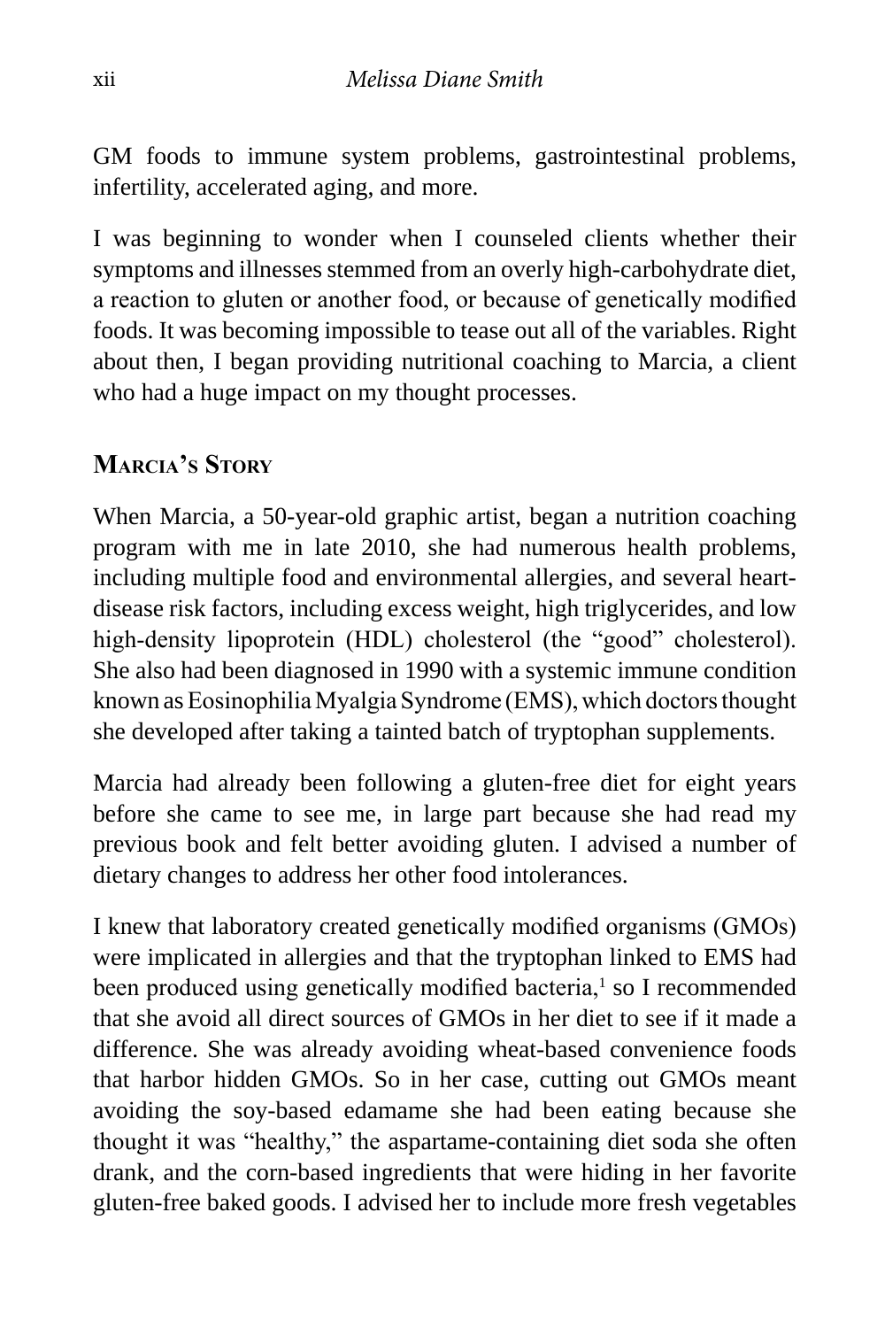GM foods to immune system problems, gastrointestinal problems, infertility, accelerated aging, and more.

I was beginning to wonder when I counseled clients whether their symptoms and illnesses stemmed from an overly high-carbohydrate diet, a reaction to gluten or another food, or because of genetically modified foods. It was becoming impossible to tease out all of the variables. Right about then, I began providing nutritional coaching to Marcia, a client who had a huge impact on my thought processes.

## Marcia's Story

When Marcia, a 50-year-old graphic artist, began a nutrition coaching program with me in late 2010, she had numerous health problems, including multiple food and environmental allergies, and several heart-disease risk factors, including excess weight, high triglycerides, and low high-density lipoprotein (HDL) cholesterol (the "good" cholesterol). She also had been diagnosed in 1990 with a systemic immune condition known as Eosinophilia Myalgia Syndrome (EMS), which doctors thought she developed after taking a tainted batch of tryptophan supplements.

Marcia had already been following a gluten-free diet for eight years before she came to see me, in large part because she had read my previous book and felt better avoiding gluten. I advised a number of dietary changes to address her other food intolerances.

I knew that laboratory created genetically modified organisms (GMOs) were implicated in allergies and that the tryptophan linked to EMS had been produced using genetically modified bacteria,[1] so I recommended that she avoid all direct sources of GMOs in her diet to see if it made a difference. She was already avoiding wheat-based convenience foods that harbor hidden GMOs. So in her case, cutting out GMOs meant avoiding the soy-based edamame she had been eating because she thought it was "healthy," the aspartame-containing diet soda she often drank, and the corn-based ingredients that were hiding in her favorite gluten-free baked goods. I advised her to include more fresh vegetables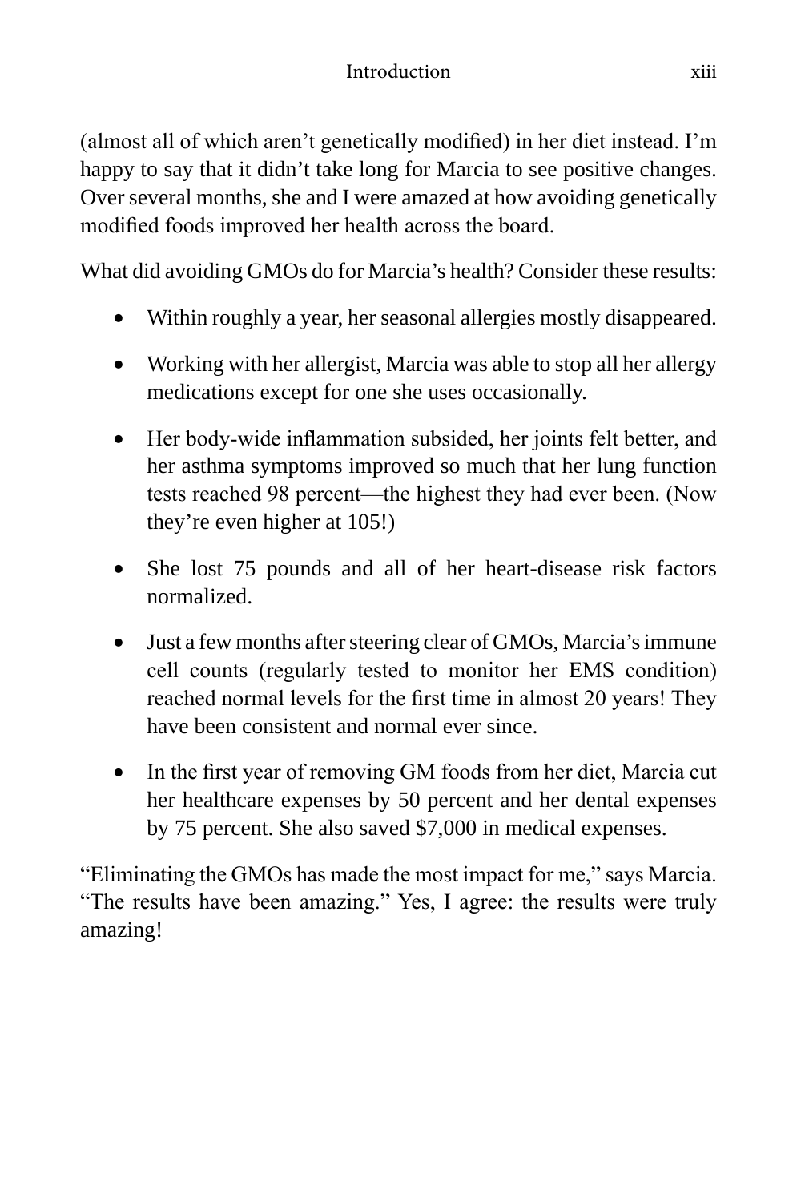(almost all of which aren't genetically modified) in her diet instead. I'm happy to say that it didn't take long for Marcia to see positive changes. Over several months, she and I were amazed at how avoiding genetically modified foods improved her health across the board.

What did avoiding GMOs do for Marcia's health? Consider these results:

- Within roughly a year, her seasonal allergies mostly disappeared.
- Working with her allergist, Marcia was able to stop all her allergy medications except for one she uses occasionally.
- Her body-wide inflammation subsided, her joints felt better, and her asthma symptoms improved so much that her lung function tests reached 98 percent—the highest they had ever been. (Now they're even higher at 105!)
- She lost 75 pounds and all of her heart-disease risk factors normalized.
- Just a few months after steering clear of GMOs, Marcia's immune cell counts (regularly tested to monitor her EMS condition) reached normal levels for the first time in almost 20 years! They have been consistent and normal ever since.
- In the first year of removing GM foods from her diet, Marcia cut her healthcare expenses by 50 percent and her dental expenses by 75 percent. She also saved $7,000 in medical expenses.

"Eliminating the GMOs has made the most impact for me," says Marcia. "The results have been amazing." Yes, I agree: the results were truly amazing!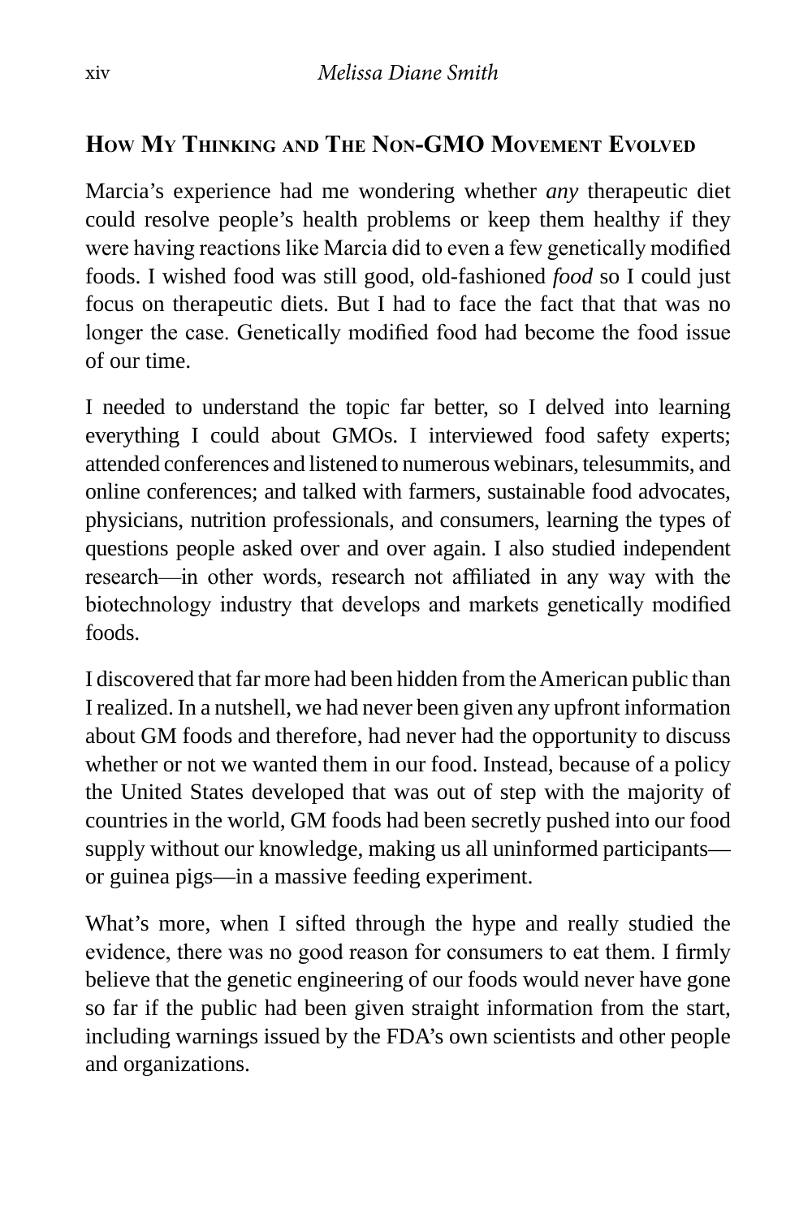## How My Thinking and The Non-GMO Movement Evolved

Marcia's experience had me wondering whether *any* therapeutic diet could resolve people's health problems or keep them healthy if they were having reactions like Marcia did to even a few genetically modified foods. I wished food was still good, old-fashioned *food* so I could just focus on therapeutic diets. But I had to face the fact that that was no longer the case. Genetically modified food had become the food issue of our time.

I needed to understand the topic far better, so I delved into learning everything I could about GMOs. I interviewed food safety experts; attended conferences and listened to numerous webinars, telesummits, and online conferences; and talked with farmers, sustainable food advocates, physicians, nutrition professionals, and consumers, learning the types of questions people asked over and over again. I also studied independent research—in other words, research not affiliated in any way with the biotechnology industry that develops and markets genetically modified foods.

I discovered that far more had been hidden from the American public than I realized. In a nutshell, we had never been given any upfront information about GM foods and therefore, had never had the opportunity to discuss whether or not we wanted them in our food. Instead, because of a policy the United States developed that was out of step with the majority of countries in the world, GM foods had been secretly pushed into our food supply without our knowledge, making us all uninformed participants—or guinea pigs—in a massive feeding experiment.

What's more, when I sifted through the hype and really studied the evidence, there was no good reason for consumers to eat them. I firmly believe that the genetic engineering of our foods would never have gone so far if the public had been given straight information from the start, including warnings issued by the FDA's own scientists and other people and organizations.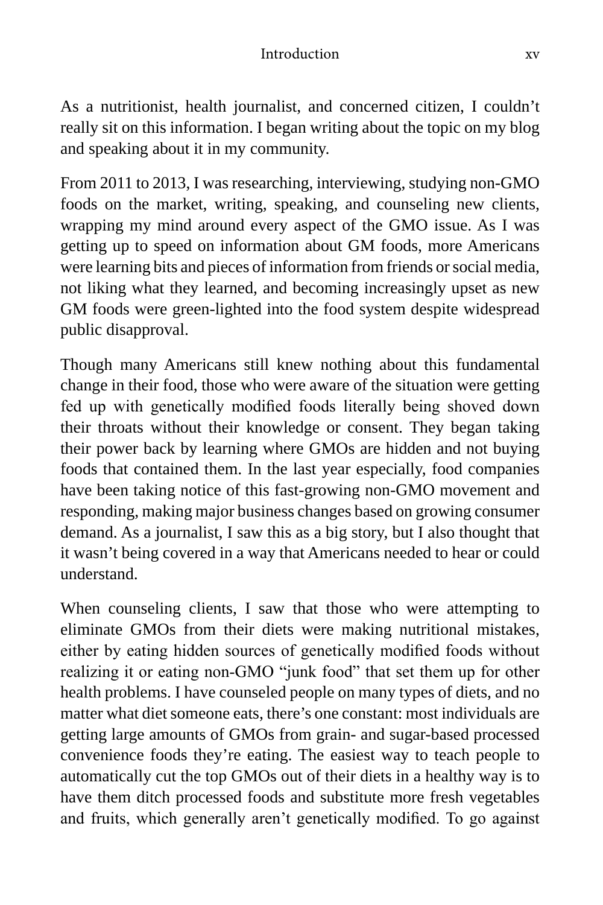As a nutritionist, health journalist, and concerned citizen, I couldn't really sit on this information. I began writing about the topic on my blog and speaking about it in my community.

From 2011 to 2013, I was researching, interviewing, studying non-GMO foods on the market, writing, speaking, and counseling new clients, wrapping my mind around every aspect of the GMO issue. As I was getting up to speed on information about GM foods, more Americans were learning bits and pieces of information from friends or social media, not liking what they learned, and becoming increasingly upset as new GM foods were green-lighted into the food system despite widespread public disapproval.

Though many Americans still knew nothing about this fundamental change in their food, those who were aware of the situation were getting fed up with genetically modified foods literally being shoved down their throats without their knowledge or consent. They began taking their power back by learning where GMOs are hidden and not buying foods that contained them. In the last year especially, food companies have been taking notice of this fast-growing non-GMO movement and responding, making major business changes based on growing consumer demand. As a journalist, I saw this as a big story, but I also thought that it wasn't being covered in a way that Americans needed to hear or could understand.

When counseling clients, I saw that those who were attempting to eliminate GMOs from their diets were making nutritional mistakes, either by eating hidden sources of genetically modified foods without realizing it or eating non-GMO "junk food" that set them up for other health problems. I have counseled people on many types of diets, and no matter what diet someone eats, there's one constant: most individuals are getting large amounts of GMOs from grain- and sugar-based processed convenience foods they're eating. The easiest way to teach people to automatically cut the top GMOs out of their diets in a healthy way is to have them ditch processed foods and substitute more fresh vegetables and fruits, which generally aren't genetically modified. To go against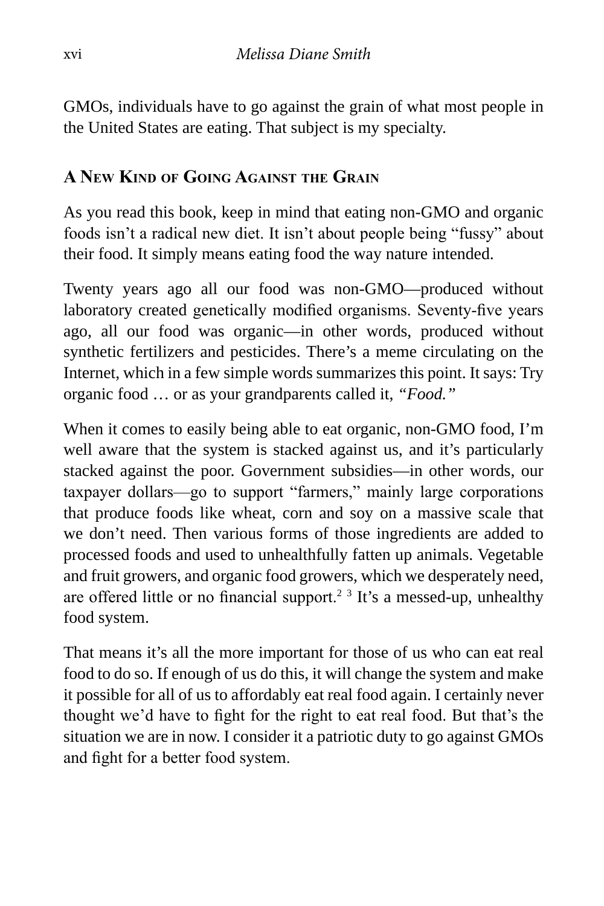GMOs, individuals have to go against the grain of what most people in the United States are eating. That subject is my specialty.

## A New Kind of Going Against the Grain

As you read this book, keep in mind that eating non-GMO and organic foods isn't a radical new diet. It isn't about people being "fussy" about their food. It simply means eating food the way nature intended.

Twenty years ago all our food was non-GMO—produced without laboratory created genetically modified organisms. Seventy-five years ago, all our food was organic—in other words, produced without synthetic fertilizers and pesticides. There's a meme circulating on the Internet, which in a few simple words summarizes this point. It says: Try organic food … or as your grandparents called it, *"Food."*

When it comes to easily being able to eat organic, non-GMO food, I'm well aware that the system is stacked against us, and it's particularly stacked against the poor. Government subsidies—in other words, our taxpayer dollars—go to support "farmers," mainly large corporations that produce foods like wheat, corn and soy on a massive scale that we don't need. Then various forms of those ingredients are added to processed foods and used to unhealthfully fatten up animals. Vegetable and fruit growers, and organic food growers, which we desperately need, are offered little or no financial support.[2] [3] It's a messed-up, unhealthy food system.

That means it's all the more important for those of us who can eat real food to do so. If enough of us do this, it will change the system and make it possible for all of us to affordably eat real food again. I certainly never thought we'd have to fight for the right to eat real food. But that's the situation we are in now. I consider it a patriotic duty to go against GMOs and fight for a better food system.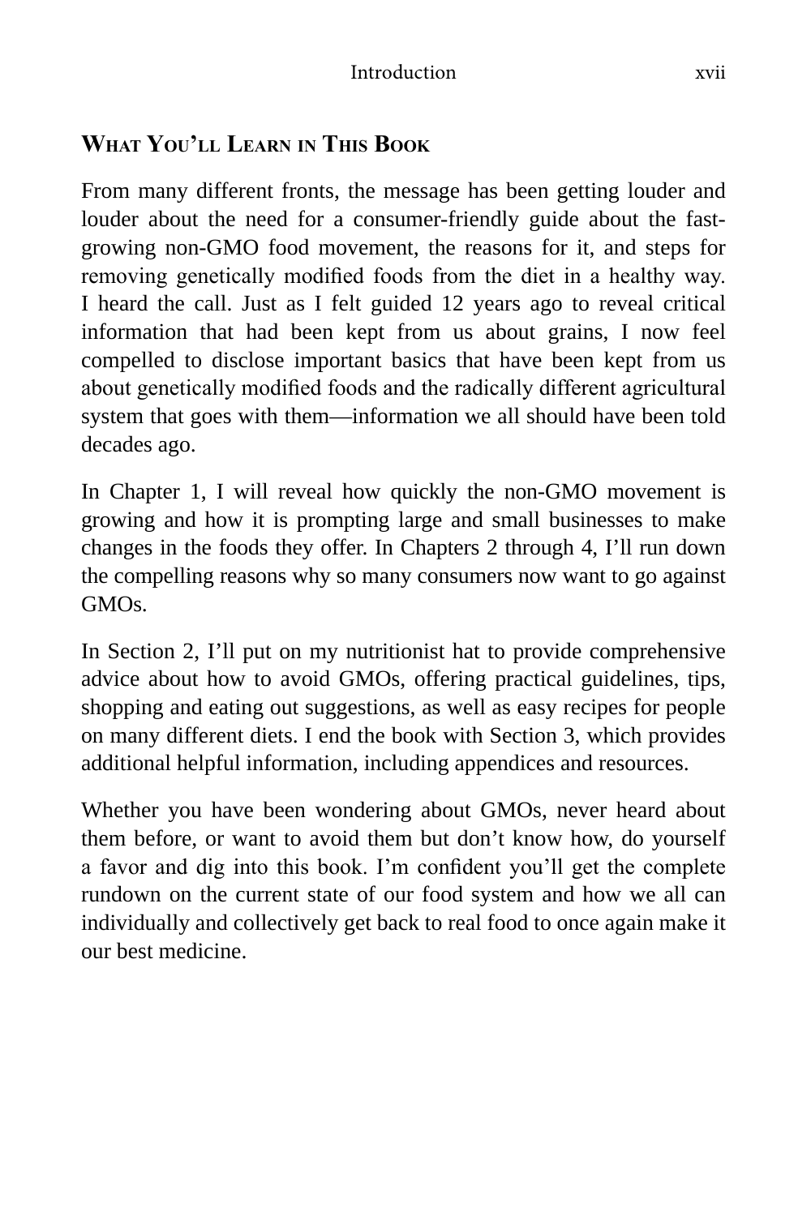## What You'll Learn in This Book

From many different fronts, the message has been getting louder and louder about the need for a consumer-friendly guide about the fast-growing non-GMO food movement, the reasons for it, and steps for removing genetically modified foods from the diet in a healthy way. I heard the call. Just as I felt guided 12 years ago to reveal critical information that had been kept from us about grains, I now feel compelled to disclose important basics that have been kept from us about genetically modified foods and the radically different agricultural system that goes with them—information we all should have been told decades ago.

In Chapter 1, I will reveal how quickly the non-GMO movement is growing and how it is prompting large and small businesses to make changes in the foods they offer. In Chapters 2 through 4, I'll run down the compelling reasons why so many consumers now want to go against GMOs.

In Section 2, I'll put on my nutritionist hat to provide comprehensive advice about how to avoid GMOs, offering practical guidelines, tips, shopping and eating out suggestions, as well as easy recipes for people on many different diets. I end the book with Section 3, which provides additional helpful information, including appendices and resources.

Whether you have been wondering about GMOs, never heard about them before, or want to avoid them but don't know how, do yourself a favor and dig into this book. I'm confident you'll get the complete rundown on the current state of our food system and how we all can individually and collectively get back to real food to once again make it our best medicine.